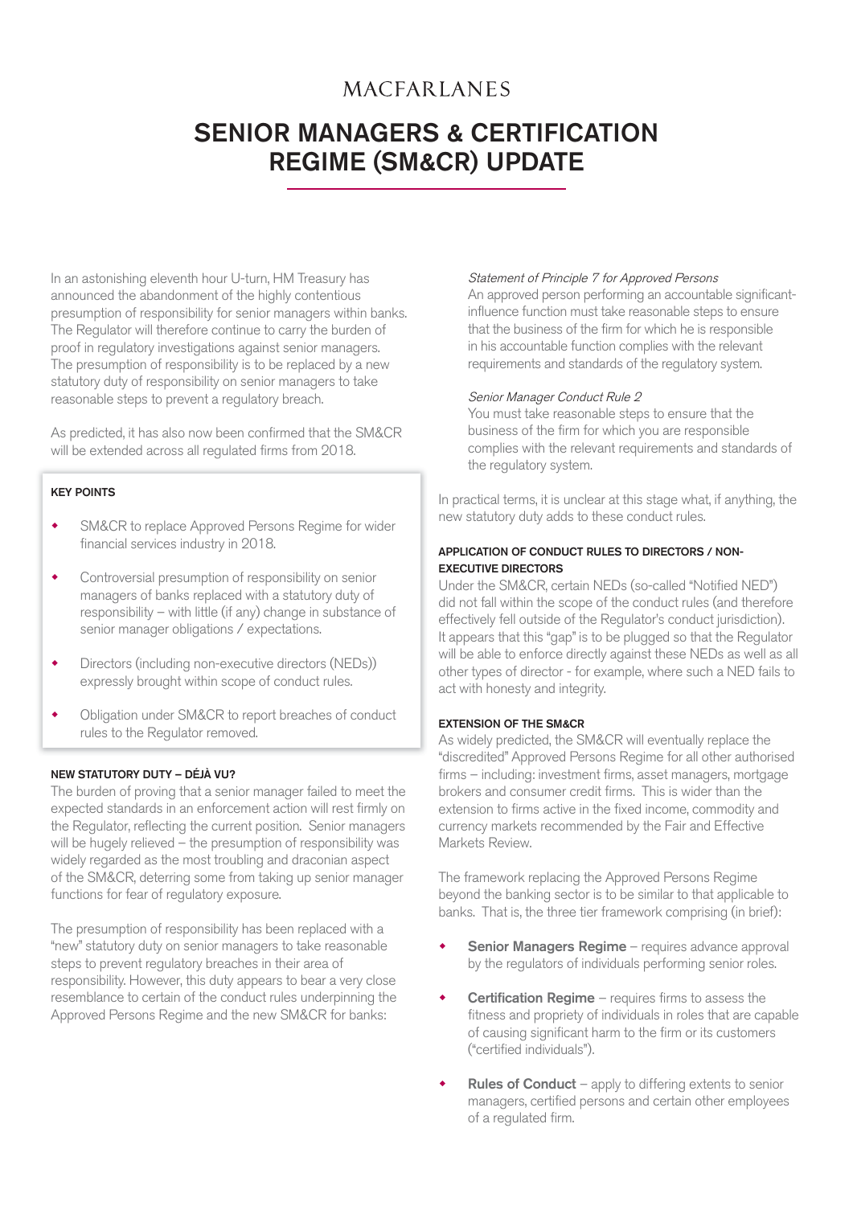MACFARLANES

# SENIOR MANAGERS & CERTIFICATION REGIME (SM&CR) UPDATE

In an astonishing eleventh hour U-turn, HM Treasury has announced the abandonment of the highly contentious presumption of responsibility for senior managers within banks. The Regulator will therefore continue to carry the burden of proof in regulatory investigations against senior managers. The presumption of responsibility is to be replaced by a new statutory duty of responsibility on senior managers to take reasonable steps to prevent a regulatory breach.

As predicted, it has also now been confirmed that the SM&CR will be extended across all regulated firms from 2018.

**KEY POINTS**

- SM&CR to replace Approved Persons Regime for wider financial services industry in 2018.
- Controversial presumption of responsibility on senior managers of banks replaced with a statutory duty of responsibility – with little (if any) change in substance of senior manager obligations / expectations.
- Directors (including non-executive directors (NEDs)) expressly brought within scope of conduct rules.
- Obligation under SM&CR to report breaches of conduct rules to the Regulator removed.

### NEW STATUTORY DUTY – DÉJÀ VU?

The burden of proving that a senior manager failed to meet the expected standards in an enforcement action will rest firmly on the Regulator, reflecting the current position. Senior managers will be hugely relieved – the presumption of responsibility was widely regarded as the most troubling and draconian aspect of the SM&CR, deterring some from taking up senior manager functions for fear of regulatory exposure.

The presumption of responsibility has been replaced with a "new" statutory duty on senior managers to take reasonable steps to prevent regulatory breaches in their area of responsibility. However, this duty appears to bear a very close resemblance to certain of the conduct rules underpinning the Approved Persons Regime and the new SM&CR for banks:

*Statement of Principle 7 for Approved Persons*
An approved person performing an accountable significant-influence function must take reasonable steps to ensure that the business of the firm for which he is responsible in his accountable function complies with the relevant requirements and standards of the regulatory system.

*Senior Manager Conduct Rule 2*
You must take reasonable steps to ensure that the business of the firm for which you are responsible complies with the relevant requirements and standards of the regulatory system.

In practical terms, it is unclear at this stage what, if anything, the new statutory duty adds to these conduct rules.

### APPLICATION OF CONDUCT RULES TO DIRECTORS / NON-EXECUTIVE DIRECTORS

Under the SM&CR, certain NEDs (so-called "Notified NED") did not fall within the scope of the conduct rules (and therefore effectively fell outside of the Regulator's conduct jurisdiction). It appears that this "gap" is to be plugged so that the Regulator will be able to enforce directly against these NEDs as well as all other types of director - for example, where such a NED fails to act with honesty and integrity.

### EXTENSION OF THE SM&CR

As widely predicted, the SM&CR will eventually replace the "discredited" Approved Persons Regime for all other authorised firms – including: investment firms, asset managers, mortgage brokers and consumer credit firms. This is wider than the extension to firms active in the fixed income, commodity and currency markets recommended by the Fair and Effective Markets Review.

The framework replacing the Approved Persons Regime beyond the banking sector is to be similar to that applicable to banks. That is, the three tier framework comprising (in brief):

- **Senior Managers Regime** – requires advance approval by the regulators of individuals performing senior roles.
- **Certification Regime** – requires firms to assess the fitness and propriety of individuals in roles that are capable of causing significant harm to the firm or its customers ("certified individuals").
- **Rules of Conduct** – apply to differing extents to senior managers, certified persons and certain other employees of a regulated firm.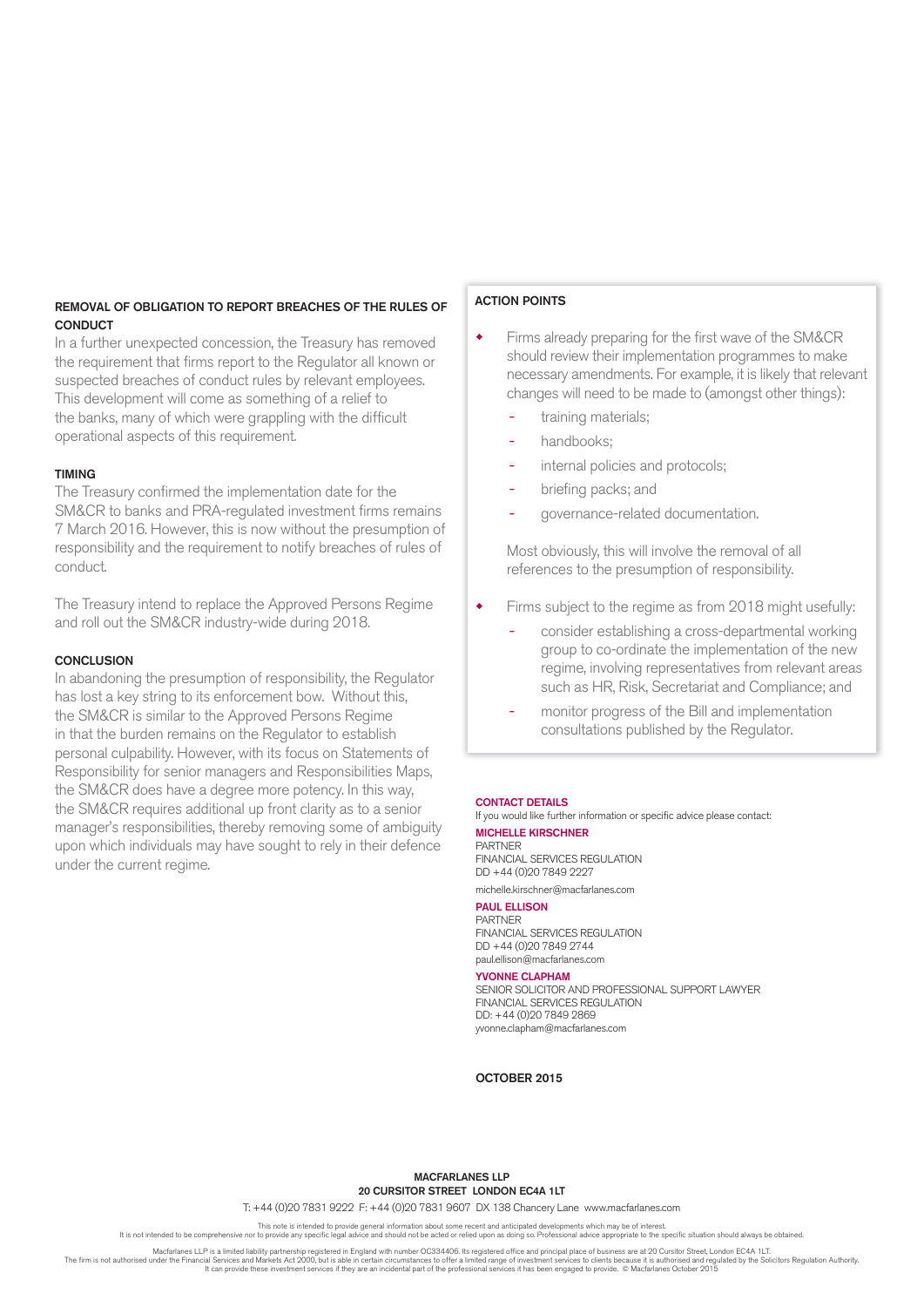## REMOVAL OF OBLIGATION TO REPORT BREACHES OF THE RULES OF CONDUCT

In a further unexpected concession, the Treasury has removed the requirement that firms report to the Regulator all known or suspected breaches of conduct rules by relevant employees. This development will come as something of a relief to the banks, many of which were grappling with the difficult operational aspects of this requirement.

## TIMING

The Treasury confirmed the implementation date for the SM&CR to banks and PRA-regulated investment firms remains 7 March 2016. However, this is now without the presumption of responsibility and the requirement to notify breaches of rules of conduct.

The Treasury intend to replace the Approved Persons Regime and roll out the SM&CR industry-wide during 2018.

## CONCLUSION

In abandoning the presumption of responsibility, the Regulator has lost a key string to its enforcement bow. Without this, the SM&CR is similar to the Approved Persons Regime in that the burden remains on the Regulator to establish personal culpability. However, with its focus on Statements of Responsibility for senior managers and Responsibilities Maps, the SM&CR does have a degree more potency. In this way, the SM&CR requires additional up front clarity as to a senior manager's responsibilities, thereby removing some of ambiguity upon which individuals may have sought to rely in their defence under the current regime.

## ACTION POINTS

- Firms already preparing for the first wave of the SM&CR should review their implementation programmes to make necessary amendments. For example, it is likely that relevant changes will need to be made to (amongst other things):
  - training materials;
  - handbooks;
  - internal policies and protocols;
  - briefing packs; and
  - governance-related documentation.

  Most obviously, this will involve the removal of all references to the presumption of responsibility.

- Firms subject to the regime as from 2018 might usefully:
  - consider establishing a cross-departmental working group to co-ordinate the implementation of the new regime, involving representatives from relevant areas such as HR, Risk, Secretariat and Compliance; and
  - monitor progress of the Bill and implementation consultations published by the Regulator.

**CONTACT DETAILS**

If you would like further information or specific advice please contact:

**MICHELLE KIRSCHNER**
PARTNER
FINANCIAL SERVICES REGULATION
DD +44 (0)20 7849 2227
michelle.kirschner@macfarlanes.com

**PAUL ELLISON**
PARTNER
FINANCIAL SERVICES REGULATION
DD +44 (0)20 7849 2744
paul.ellison@macfarlanes.com

**YVONNE CLAPHAM**
SENIOR SOLICITOR AND PROFESSIONAL SUPPORT LAWYER
FINANCIAL SERVICES REGULATION
DD: +44 (0)20 7849 2869
yvonne.clapham@macfarlanes.com

**OCTOBER 2015**

**MACFARLANES LLP**
**20 CURSITOR STREET LONDON EC4A 1LT**
T: +44 (0)20 7831 9222 F: +44 (0)20 7831 9607 DX 138 Chancery Lane www.macfarlanes.com

This note is intended to provide general information about some recent and anticipated developments which may be of interest.
It is not intended to be comprehensive nor to provide any specific legal advice and should not be acted or relied upon as doing so. Professional advice appropriate to the specific situation should always be obtained.

Macfarlanes LLP is a limited liability partnership registered in England with number OC334406. Its registered office and principal place of business are at 20 Cursitor Street, London EC4A 1LT.
The firm is not authorised under the Financial Services and Markets Act 2000, but is able in certain circumstances to offer a limited range of investment services to clients because it is authorised and regulated by the Solicitors Regulation Authority.
It can provide these investment services if they are an incidental part of the professional services it has been engaged to provide. © Macfarlanes October 2015